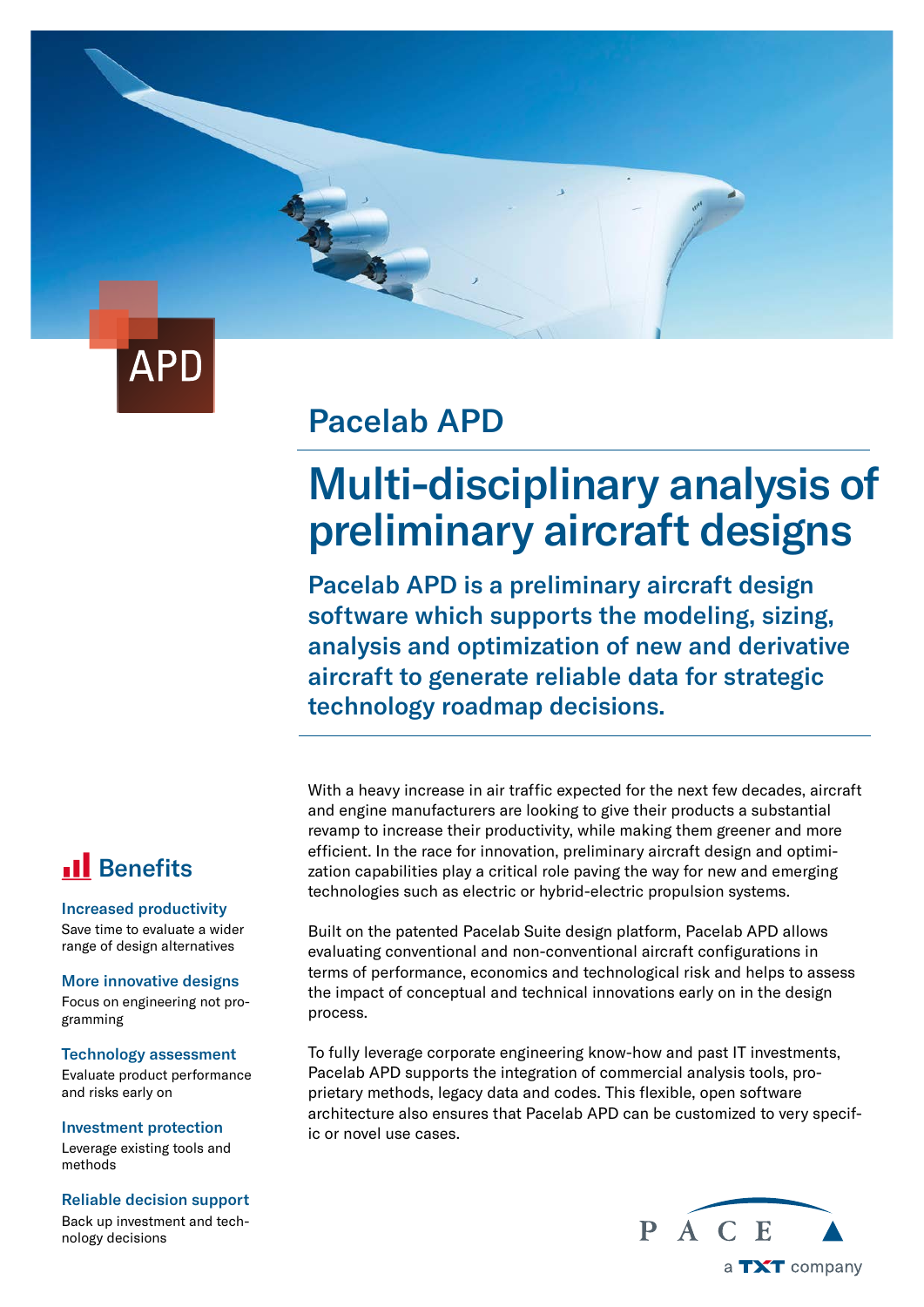# Pacelab APD

## Multi-disciplinary analysis of preliminary aircraft designs

**Pacelab APD is a preliminary aircraft design software which supports the modeling, sizing, analysis and optimization of new and derivative aircraft to generate reliable data for strategic technology roadmap decisions.**

With a heavy increase in air traffic expected for the next few decades, aircraft and engine manufacturers are looking to give their products a substantial revamp to increase their productivity, while making them greener and more efficient. In the race for innovation, preliminary aircraft design and optimization capabilities play a critical role paving the way for new and emerging technologies such as electric or hybrid-electric propulsion systems.

Built on the patented Pacelab Suite design platform, Pacelab APD allows evaluating conventional and non-conventional aircraft configurations in terms of performance, economics and technological risk and helps to assess the impact of conceptual and technical innovations early on in the design process.

To fully leverage corporate engineering know-how and past IT investments, Pacelab APD supports the integration of commercial analysis tools, proprietary methods, legacy data and codes. This flexible, open software architecture also ensures that Pacelab APD can be customized to very specific or novel use cases.

## Benefits

**Increased productivity**
Save time to evaluate a wider range of design alternatives

**More innovative designs**
Focus on engineering not programming

**Technology assessment**
Evaluate product performance and risks early on

**Investment protection**
Leverage existing tools and methods

**Reliable decision support**
Back up investment and technology decisions

PACE
a TXT company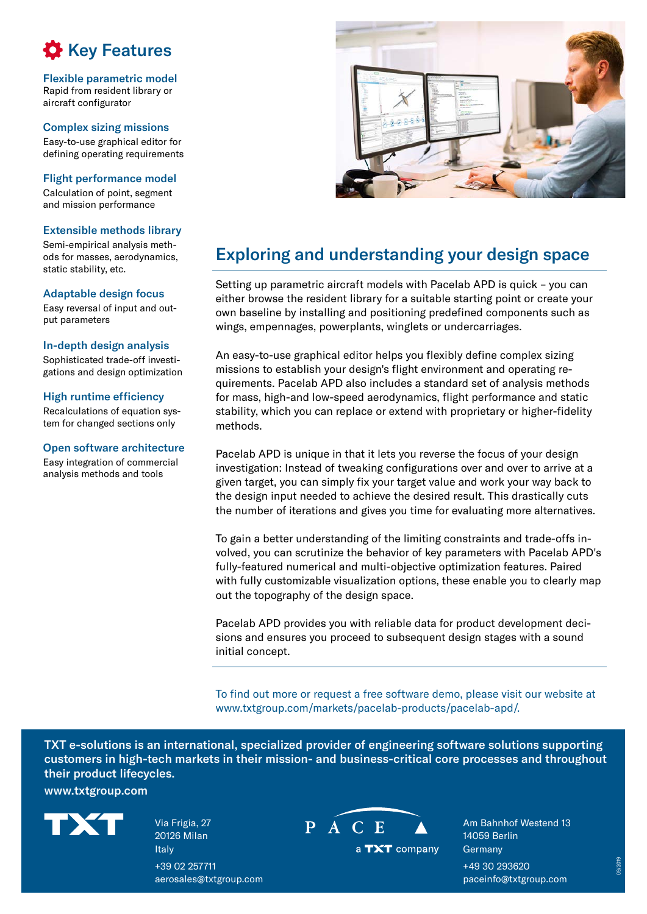## Key Features

**Flexible parametric model**
Rapid from resident library or aircraft configurator

**Complex sizing missions**
Easy-to-use graphical editor for defining operating requirements

**Flight performance model**
Calculation of point, segment and mission performance

**Extensible methods library**
Semi-empirical analysis methods for masses, aerodynamics, static stability, etc.

**Adaptable design focus**
Easy reversal of input and output parameters

**In-depth design analysis**
Sophisticated trade-off investigations and design optimization

**High runtime efficiency**
Recalculations of equation system for changed sections only

**Open software architecture**
Easy integration of commercial analysis methods and tools

## Exploring and understanding your design space

Setting up parametric aircraft models with Pacelab APD is quick – you can either browse the resident library for a suitable starting point or create your own baseline by installing and positioning predefined components such as wings, empennages, powerplants, winglets or undercarriages.

An easy-to-use graphical editor helps you flexibly define complex sizing missions to establish your design's flight environment and operating requirements. Pacelab APD also includes a standard set of analysis methods for mass, high-and low-speed aerodynamics, flight performance and static stability, which you can replace or extend with proprietary or higher-fidelity methods.

Pacelab APD is unique in that it lets you reverse the focus of your design investigation: Instead of tweaking configurations over and over to arrive at a given target, you can simply fix your target value and work your way back to the design input needed to achieve the desired result. This drastically cuts the number of iterations and gives you time for evaluating more alternatives.

To gain a better understanding of the limiting constraints and trade-offs involved, you can scrutinize the behavior of key parameters with Pacelab APD's fully-featured numerical and multi-objective optimization features. Paired with fully customizable visualization options, these enable you to clearly map out the topography of the design space.

Pacelab APD provides you with reliable data for product development decisions and ensures you proceed to subsequent design stages with a sound initial concept.

To find out more or request a free software demo, please visit our website at www.txtgroup.com/markets/pacelab-products/pacelab-apd/.

**TXT e-solutions is an international, specialized provider of engineering software solutions supporting customers in high-tech markets in their mission- and business-critical core processes and throughout their product lifecycles.**

**www.txtgroup.com**

TXT

Via Frigia, 27
20126 Milan
Italy
+39 02 257711
aerosales@txtgroup.com

PACE
a TXT company

Am Bahnhof Westend 13
14059 Berlin
Germany
+49 30 293620
paceinfo@txtgroup.com

09/2019